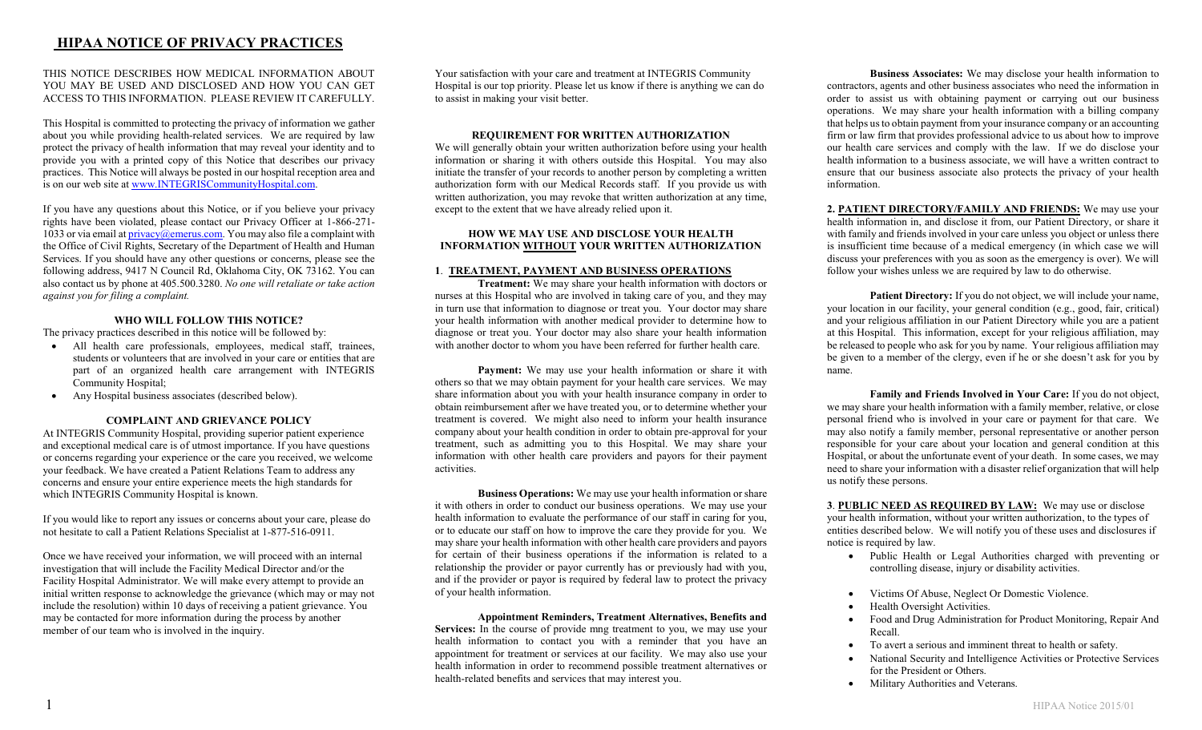# HIPAA NOTICE OF PRIVACY PRACTICES

THIS NOTICE DESCRIBES HOW MEDICAL INFORMATION ABOUT YOU MAY BE USED AND DISCLOSED AND HOW YOU CAN GET ACCESS TO THIS INFORMATION. PLEASE REVIEW IT CAREFULLY.

This Hospital is committed to protecting the privacy of information we gather about you while providing health-related services. We are required by law protect the privacy of health information that may reveal your identity and to provide you with a printed copy of this Notice that describes our privacy practices. This Notice will always be posted in our hospital reception area and is on our web site at [www.INTEGRISCommunityHospital.com](www.INTEGRISCommunityHospital.com).

If you have any questions about this Notice, or if you believe your privacy rights have been violated, please contact our Privacy Officer at 1-866-271-1033 or via email at [privacy@emerus.com](mailto:privacy@emerus.com). You may also file a complaint with the Office of Civil Rights, Secretary of the Department of Health and Human Services. If you should have any other questions or concerns, please see the following address, 9417 N Council Rd, Oklahoma City, OK 73162. You can also contact us by phone at 405.500.3280. *No one will retaliate or take action against you for filing a complaint.*

### WHO WILL FOLLOW THIS NOTICE?

The privacy practices described in this notice will be followed by:

- All health care professionals, employees, medical staff, trainees, students or volunteers that are involved in your care or entities that are part of an organized health care arrangement with INTEGRIS Community Hospital;
- Any Hospital business associates (described below).

### COMPLAINT AND GRIEVANCE POLICY

At INTEGRIS Community Hospital, providing superior patient experience and exceptional medical care is of utmost importance. If you have questions or concerns regarding your experience or the care you received, we welcome your feedback. We have created a Patient Relations Team to address any concerns and ensure your entire experience meets the high standards for which INTEGRIS Community Hospital is known.

If you would like to report any issues or concerns about your care, please do not hesitate to call a Patient Relations Specialist at 1-877-516-0911.

Once we have received your information, we will proceed with an internal investigation that will include the Facility Medical Director and/or the Facility Hospital Administrator. We will make every attempt to provide an initial written response to acknowledge the grievance (which may or may not include the resolution) within 10 days of receiving a patient grievance. You may be contacted for more information during the process by another member of our team who is involved in the inquiry.

Your satisfaction with your care and treatment at INTEGRIS Community Hospital is our top priority. Please let us know if there is anything we can do to assist in making your visit better.

### REQUIREMENT FOR WRITTEN AUTHORIZATION

We will generally obtain your written authorization before using your health information or sharing it with others outside this Hospital. You may also initiate the transfer of your records to another person by completing a written authorization form with our Medical Records staff. If you provide us with written authorization, you may revoke that written authorization at any time, except to the extent that we have already relied upon it.

### HOW WE MAY USE AND DISCLOSE YOUR HEALTH INFORMATION <u>WITHOUT</u> YOUR WRITTEN AUTHORIZATION

**1. <u>TREATMENT, PAYMENT AND BUSINESS OPERATIONS</u>**

**Treatment:** We may share your health information with doctors or nurses at this Hospital who are involved in taking care of you, and they may in turn use that information to diagnose or treat you. Your doctor may share your health information with another medical provider to determine how to diagnose or treat you. Your doctor may also share your health information with another doctor to whom you have been referred for further health care.

**Payment:** We may use your health information or share it with others so that we may obtain payment for your health care services. We may share information about you with your health insurance company in order to obtain reimbursement after we have treated you, or to determine whether your treatment is covered. We might also need to inform your health insurance company about your health condition in order to obtain pre-approval for your treatment, such as admitting you to this Hospital. We may share your information with other health care providers and payors for their payment activities.

**Business Operations:** We may use your health information or share it with others in order to conduct our business operations. We may use your health information to evaluate the performance of our staff in caring for you, or to educate our staff on how to improve the care they provide for you. We may share your health information with other health care providers and payors for certain of their business operations if the information is related to a relationship the provider or payor currently has or previously had with you, and if the provider or payor is required by federal law to protect the privacy of your health information.

**Appointment Reminders, Treatment Alternatives, Benefits and Services:** In the course of provide mng treatment to you, we may use your health information to contact you with a reminder that you have an appointment for treatment or services at our facility. We may also use your health information in order to recommend possible treatment alternatives or health-related benefits and services that may interest you.

**Business Associates:** We may disclose your health information to contractors, agents and other business associates who need the information in order to assist us with obtaining payment or carrying out our business operations. We may share your health information with a billing company that helps us to obtain payment from your insurance company or an accounting firm or law firm that provides professional advice to us about how to improve our health care services and comply with the law. If we do disclose your health information to a business associate, we will have a written contract to ensure that our business associate also protects the privacy of your health information.

**2. <u>PATIENT DIRECTORY/FAMILY AND FRIENDS:</u>** We may use your health information in, and disclose it from, our Patient Directory, or share it with family and friends involved in your care unless you object or unless there is insufficient time because of a medical emergency (in which case we will discuss your preferences with you as soon as the emergency is over). We will follow your wishes unless we are required by law to do otherwise.

**Patient Directory:** If you do not object, we will include your name, your location in our facility, your general condition (e.g., good, fair, critical) and your religious affiliation in our Patient Directory while you are a patient at this Hospital. This information, except for your religious affiliation, may be released to people who ask for you by name. Your religious affiliation may be given to a member of the clergy, even if he or she doesn't ask for you by name.

**Family and Friends Involved in Your Care:** If you do not object, we may share your health information with a family member, relative, or close personal friend who is involved in your care or payment for that care. We may also notify a family member, personal representative or another person responsible for your care about your location and general condition at this Hospital, or about the unfortunate event of your death. In some cases, we may need to share your information with a disaster relief organization that will help us notify these persons.

**3. <u>PUBLIC NEED AS REQUIRED BY LAW:</u>** We may use or disclose your health information, without your written authorization, to the types of entities described below. We will notify you of these uses and disclosures if notice is required by law.

- Public Health or Legal Authorities charged with preventing or controlling disease, injury or disability activities.
- Victims Of Abuse, Neglect Or Domestic Violence.
- Health Oversight Activities.
- Food and Drug Administration for Product Monitoring, Repair And Recall.
- To avert a serious and imminent threat to health or safety.
- National Security and Intelligence Activities or Protective Services for the President or Others.
- Military Authorities and Veterans.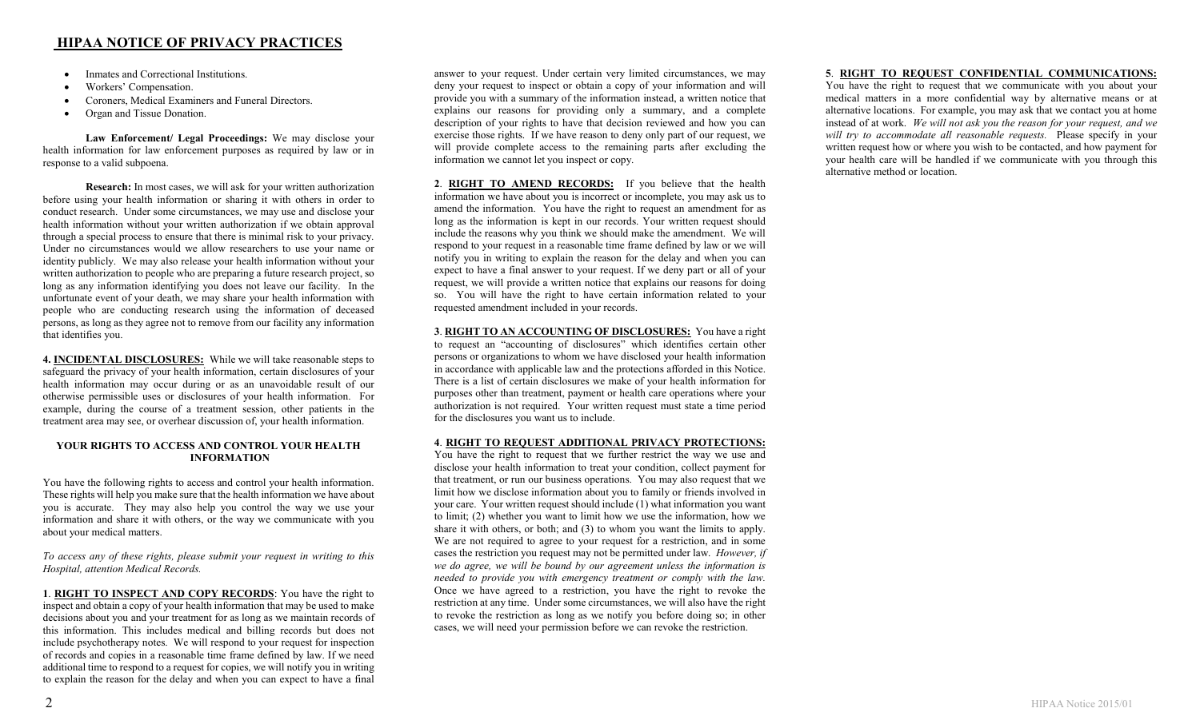## HIPAA NOTICE OF PRIVACY PRACTICES

- Inmates and Correctional Institutions.
- Workers' Compensation.
- Coroners, Medical Examiners and Funeral Directors.
- Organ and Tissue Donation.

**Law Enforcement/ Legal Proceedings:** We may disclose your health information for law enforcement purposes as required by law or in response to a valid subpoena.

**Research:** In most cases, we will ask for your written authorization before using your health information or sharing it with others in order to conduct research. Under some circumstances, we may use and disclose your health information without your written authorization if we obtain approval through a special process to ensure that there is minimal risk to your privacy. Under no circumstances would we allow researchers to use your name or identity publicly. We may also release your health information without your written authorization to people who are preparing a future research project, so long as any information identifying you does not leave our facility. In the unfortunate event of your death, we may share your health information with people who are conducting research using the information of deceased persons, as long as they agree not to remove from our facility any information that identifies you.

**4. INCIDENTAL DISCLOSURES:** While we will take reasonable steps to safeguard the privacy of your health information, certain disclosures of your health information may occur during or as an unavoidable result of our otherwise permissible uses or disclosures of your health information. For example, during the course of a treatment session, other patients in the treatment area may see, or overhear discussion of, your health information.

### YOUR RIGHTS TO ACCESS AND CONTROL YOUR HEALTH INFORMATION

You have the following rights to access and control your health information. These rights will help you make sure that the health information we have about you is accurate. They may also help you control the way we use your information and share it with others, or the way we communicate with you about your medical matters.

*To access any of these rights, please submit your request in writing to this Hospital, attention Medical Records.*

**1. RIGHT TO INSPECT AND COPY RECORDS**: You have the right to inspect and obtain a copy of your health information that may be used to make decisions about you and your treatment for as long as we maintain records of this information. This includes medical and billing records but does not include psychotherapy notes. We will respond to your request for inspection of records and copies in a reasonable time frame defined by law. If we need additional time to respond to a request for copies, we will notify you in writing to explain the reason for the delay and when you can expect to have a final answer to your request. Under certain very limited circumstances, we may deny your request to inspect or obtain a copy of your information and will provide you with a summary of the information instead, a written notice that explains our reasons for providing only a summary, and a complete description of your rights to have that decision reviewed and how you can exercise those rights. If we have reason to deny only part of our request, we will provide complete access to the remaining parts after excluding the information we cannot let you inspect or copy.

**2. RIGHT TO AMEND RECORDS:** If you believe that the health information we have about you is incorrect or incomplete, you may ask us to amend the information. You have the right to request an amendment for as long as the information is kept in our records. Your written request should include the reasons why you think we should make the amendment. We will respond to your request in a reasonable time frame defined by law or we will notify you in writing to explain the reason for the delay and when you can expect to have a final answer to your request. If we deny part or all of your request, we will provide a written notice that explains our reasons for doing so. You will have the right to have certain information related to your requested amendment included in your records.

**3. RIGHT TO AN ACCOUNTING OF DISCLOSURES:** You have a right to request an "accounting of disclosures" which identifies certain other persons or organizations to whom we have disclosed your health information in accordance with applicable law and the protections afforded in this Notice. There is a list of certain disclosures we make of your health information for purposes other than treatment, payment or health care operations where your authorization is not required. Your written request must state a time period for the disclosures you want us to include.

**4. RIGHT TO REQUEST ADDITIONAL PRIVACY PROTECTIONS:** You have the right to request that we further restrict the way we use and disclose your health information to treat your condition, collect payment for that treatment, or run our business operations. You may also request that we limit how we disclose information about you to family or friends involved in your care. Your written request should include (1) what information you want to limit; (2) whether you want to limit how we use the information, how we share it with others, or both; and (3) to whom you want the limits to apply. We are not required to agree to your request for a restriction, and in some cases the restriction you request may not be permitted under law. *However, if we do agree, we will be bound by our agreement unless the information is needed to provide you with emergency treatment or comply with the law.* Once we have agreed to a restriction, you have the right to revoke the restriction at any time. Under some circumstances, we will also have the right to revoke the restriction as long as we notify you before doing so; in other cases, we will need your permission before we can revoke the restriction.

**5. RIGHT TO REQUEST CONFIDENTIAL COMMUNICATIONS:** You have the right to request that we communicate with you about your medical matters in a more confidential way by alternative means or at alternative locations. For example, you may ask that we contact you at home instead of at work. *We will not ask you the reason for your request, and we will try to accommodate all reasonable requests.* Please specify in your written request how or where you wish to be contacted, and how payment for your health care will be handled if we communicate with you through this alternative method or location.